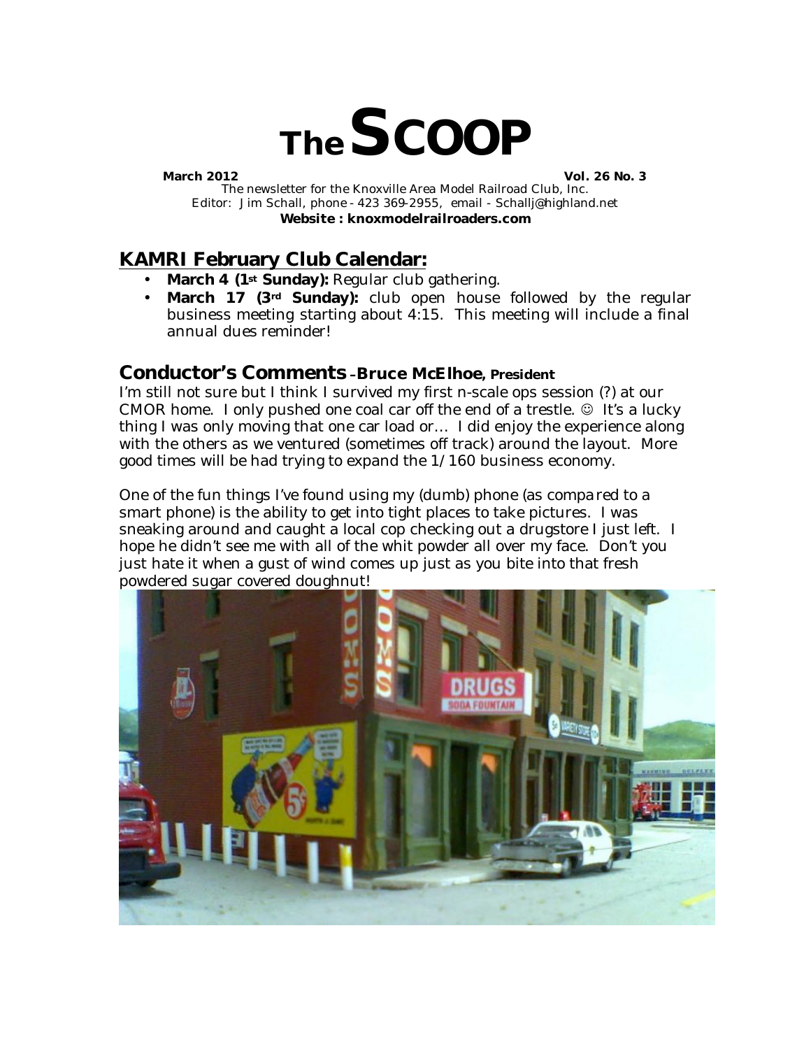# The SCOOP

**March 2012** **Vol. 26 No. 3**

The newsletter for the Knoxville Area Model Railroad Club, Inc.
Editor: Jim Schall, phone - 423 369-2955, email - Schallj@highland.net
**Website : knoxmodelrailroaders.com**

## KAMRI February Club Calendar:

- **March 4 (1st Sunday):** Regular club gathering.
- **March 17 (3rd Sunday):** club open house followed by the regular business meeting starting about 4:15. This meeting will include a final annual dues reminder!

## Conductor's Comments – Bruce McElhoe, President

I'm still not sure but I think I survived my first n-scale ops session (?) at our CMOR home. I only pushed one coal car off the end of a trestle. ☺ It's a lucky thing I was only moving that one car load or… I did enjoy the experience along with the others as we ventured (sometimes off track) around the layout. More good times will be had trying to expand the 1/160 business economy.

One of the fun things I've found using my (dumb) phone (as compared to a smart phone) is the ability to get into tight places to take pictures. I was sneaking around and caught a local cop checking out a drugstore I just left. I hope he didn't see me with all of the whit powder all over my face. Don't you just hate it when a gust of wind comes up just as you bite into that fresh powdered sugar covered doughnut!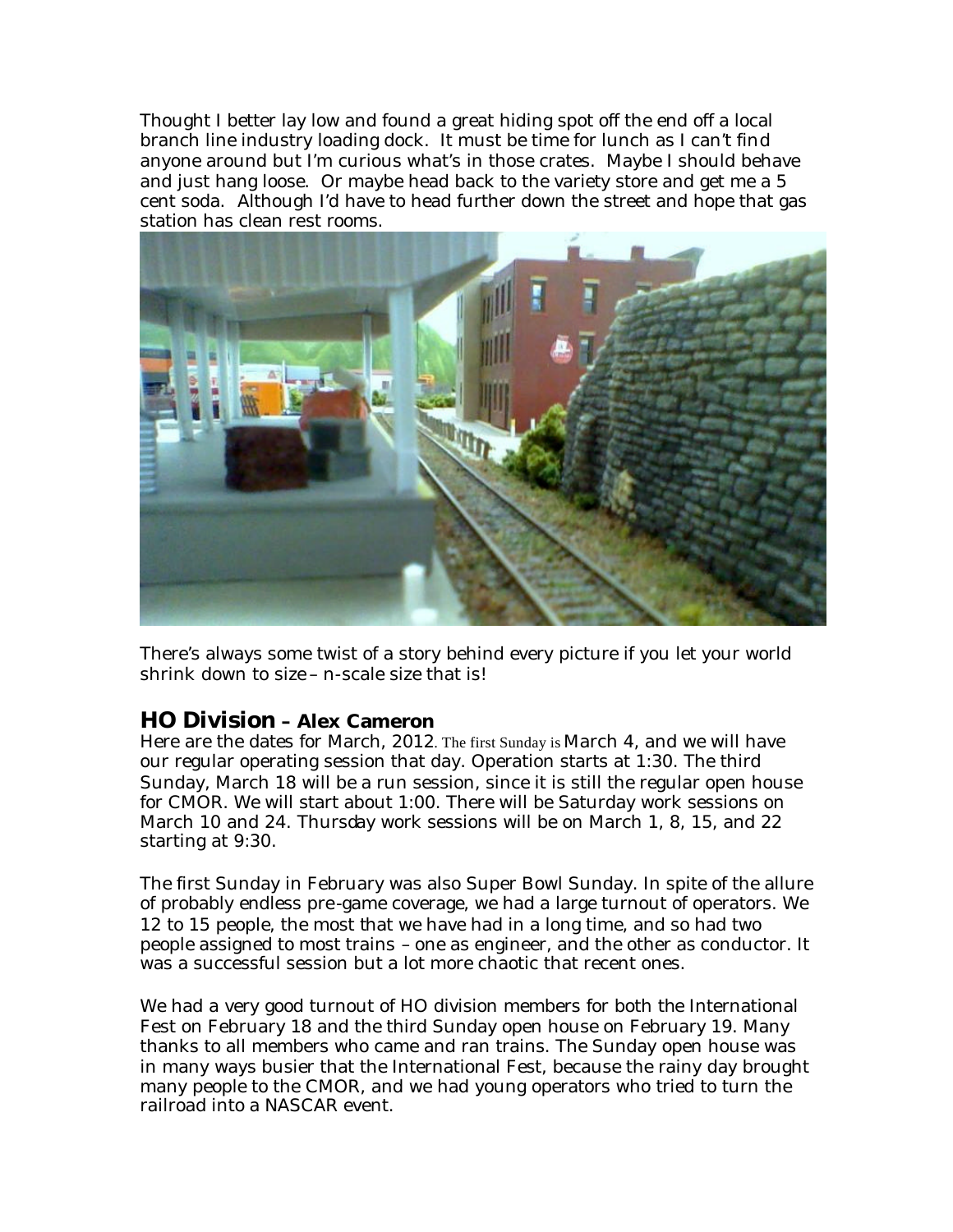Thought I better lay low and found a great hiding spot off the end off a local branch line industry loading dock. It must be time for lunch as I can't find anyone around but I'm curious what's in those crates. Maybe I should behave and just hang loose. Or maybe head back to the variety store and get me a 5 cent soda. Although I'd have to head further down the street and hope that gas station has clean rest rooms.

There's always some twist of a story behind every picture if you let your world shrink down to size – n-scale size that is!

## HO Division – Alex Cameron

Here are the dates for March, 2012. The first Sunday is March 4, and we will have our regular operating session that day. Operation starts at 1:30. The third Sunday, March 18 will be a run session, since it is still the regular open house for CMOR. We will start about 1:00. There will be Saturday work sessions on March 10 and 24. Thursday work sessions will be on March 1, 8, 15, and 22 starting at 9:30.

The first Sunday in February was also Super Bowl Sunday. In spite of the allure of probably endless pre-game coverage, we had a large turnout of operators. We 12 to 15 people, the most that we have had in a long time, and so had two people assigned to most trains – one as engineer, and the other as conductor. It was a successful session but a lot more chaotic that recent ones.

We had a very good turnout of HO division members for both the International Fest on February 18 and the third Sunday open house on February 19. Many thanks to all members who came and ran trains. The Sunday open house was in many ways busier that the International Fest, because the rainy day brought many people to the CMOR, and we had young operators who tried to turn the railroad into a NASCAR event.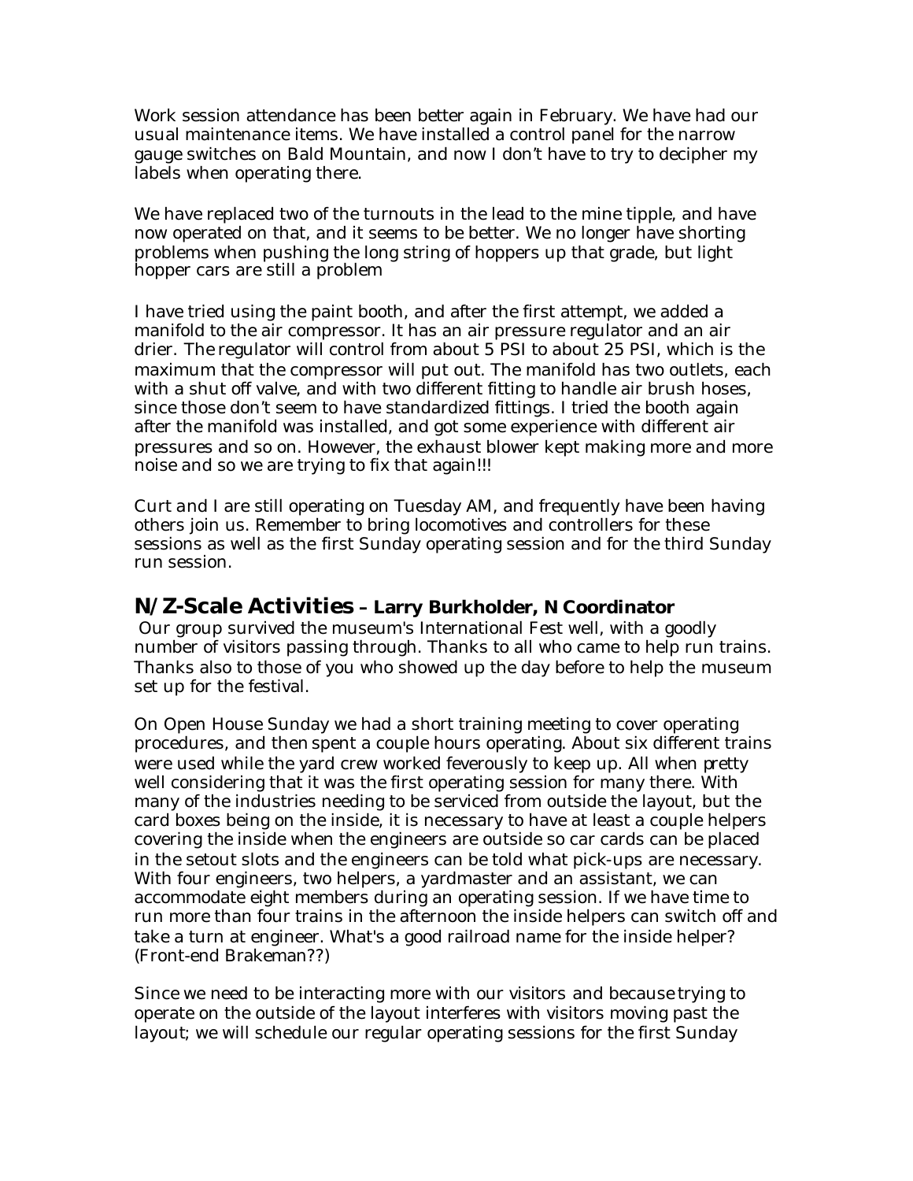Work session attendance has been better again in February. We have had our usual maintenance items. We have installed a control panel for the narrow gauge switches on Bald Mountain, and now I don't have to try to decipher my labels when operating there.

We have replaced two of the turnouts in the lead to the mine tipple, and have now operated on that, and it seems to be better. We no longer have shorting problems when pushing the long string of hoppers up that grade, but light hopper cars are still a problem

I have tried using the paint booth, and after the first attempt, we added a manifold to the air compressor. It has an air pressure regulator and an air drier. The regulator will control from about 5 PSI to about 25 PSI, which is the maximum that the compressor will put out. The manifold has two outlets, each with a shut off valve, and with two different fitting to handle air brush hoses, since those don't seem to have standardized fittings. I tried the booth again after the manifold was installed, and got some experience with different air pressures and so on. However, the exhaust blower kept making more and more noise and so we are trying to fix that again!!!

Curt and I are still operating on Tuesday AM, and frequently have been having others join us. Remember to bring locomotives and controllers for these sessions as well as the first Sunday operating session and for the third Sunday run session.

## N/Z-Scale Activities – Larry Burkholder, N Coordinator

Our group survived the museum's International Fest well, with a goodly number of visitors passing through. Thanks to all who came to help run trains. Thanks also to those of you who showed up the day before to help the museum set up for the festival.

On Open House Sunday we had a short training meeting to cover operating procedures, and then spent a couple hours operating. About six different trains were used while the yard crew worked feverously to keep up. All when pretty well considering that it was the first operating session for many there. With many of the industries needing to be serviced from outside the layout, but the card boxes being on the inside, it is necessary to have at least a couple helpers covering the inside when the engineers are outside so car cards can be placed in the setout slots and the engineers can be told what pick-ups are necessary. With four engineers, two helpers, a yardmaster and an assistant, we can accommodate eight members during an operating session. If we have time to run more than four trains in the afternoon the inside helpers can switch off and take a turn at engineer. What's a good railroad name for the inside helper? (Front-end Brakeman??)

Since we need to be interacting more with our visitors and because trying to operate on the outside of the layout interferes with visitors moving past the layout; we will schedule our regular operating sessions for the first Sunday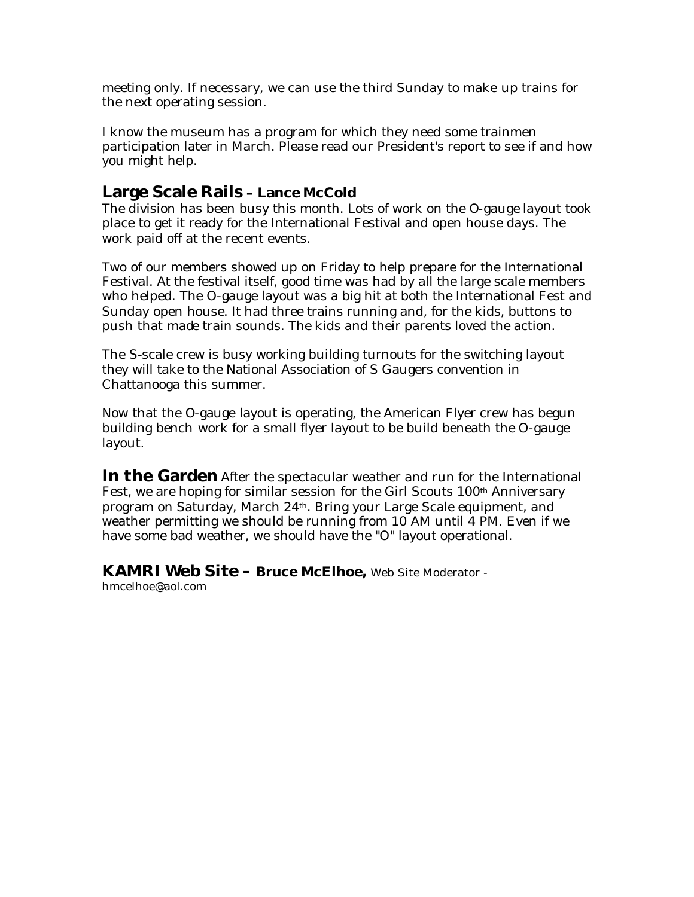meeting only. If necessary, we can use the third Sunday to make up trains for the next operating session.

I know the museum has a program for which they need some trainmen participation later in March. Please read our President's report to see if and how you might help.

## Large Scale Rails – Lance McCold

The division has been busy this month. Lots of work on the O-gauge layout took place to get it ready for the International Festival and open house days. The work paid off at the recent events.

Two of our members showed up on Friday to help prepare for the International Festival. At the festival itself, good time was had by all the large scale members who helped. The O-gauge layout was a big hit at both the International Fest and Sunday open house. It had three trains running and, for the kids, buttons to push that made train sounds. The kids and their parents loved the action.

The S-scale crew is busy working building turnouts for the switching layout they will take to the National Association of S Gaugers convention in Chattanooga this summer.

Now that the O-gauge layout is operating, the American Flyer crew has begun building bench work for a small flyer layout to be build beneath the O-gauge layout.

**In the Garden** After the spectacular weather and run for the International Fest, we are hoping for similar session for the Girl Scouts 100th Anniversary program on Saturday, March 24th. Bring your Large Scale equipment, and weather permitting we should be running from 10 AM until 4 PM. Even if we have some bad weather, we should have the "O" layout operational.

## KAMRI Web Site – Bruce McElhoe, Web Site Moderator - hmcelhoe@aol.com